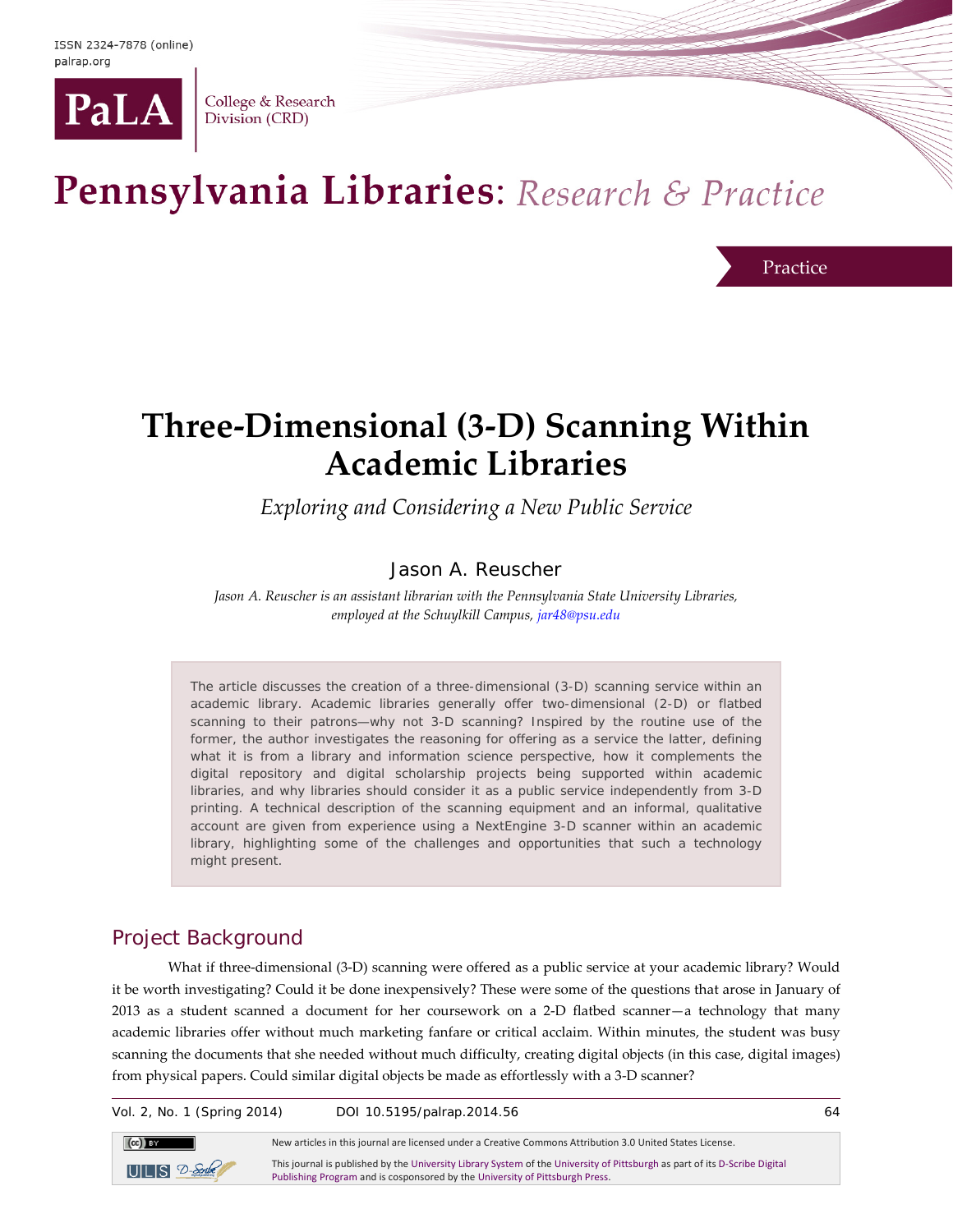ISSN 2324-7878 (online)
palrap.org

PaLA College & Research Division (CRD)

# Pennsylvania Libraries: *Research & Practice*

Practice

# Three-Dimensional (3-D) Scanning Within Academic Libraries

*Exploring and Considering a New Public Service*

Jason A. Reuscher

*Jason A. Reuscher is an assistant librarian with the Pennsylvania State University Libraries, employed at the Schuylkill Campus, jar48@psu.edu*

The article discusses the creation of a three-dimensional (3-D) scanning service within an academic library. Academic libraries generally offer two-dimensional (2-D) or flatbed scanning to their patrons—why not 3-D scanning? Inspired by the routine use of the former, the author investigates the reasoning for offering as a service the latter, defining what it is from a library and information science perspective, how it complements the digital repository and digital scholarship projects being supported within academic libraries, and why libraries should consider it as a public service independently from 3-D printing. A technical description of the scanning equipment and an informal, qualitative account are given from experience using a NextEngine 3-D scanner within an academic library, highlighting some of the challenges and opportunities that such a technology might present.

## Project Background

What if three-dimensional (3-D) scanning were offered as a public service at your academic library? Would it be worth investigating? Could it be done inexpensively? These were some of the questions that arose in January of 2013 as a student scanned a document for her coursework on a 2-D flatbed scanner—a technology that many academic libraries offer without much marketing fanfare or critical acclaim. Within minutes, the student was busy scanning the documents that she needed without much difficulty, creating digital objects (in this case, digital images) from physical papers. Could similar digital objects be made as effortlessly with a 3-D scanner?

New articles in this journal are licensed under a Creative Commons Attribution 3.0 United States License.

This journal is published by the University Library System of the University of Pittsburgh as part of its D-Scribe Digital Publishing Program and is cosponsored by the University of Pittsburgh Press.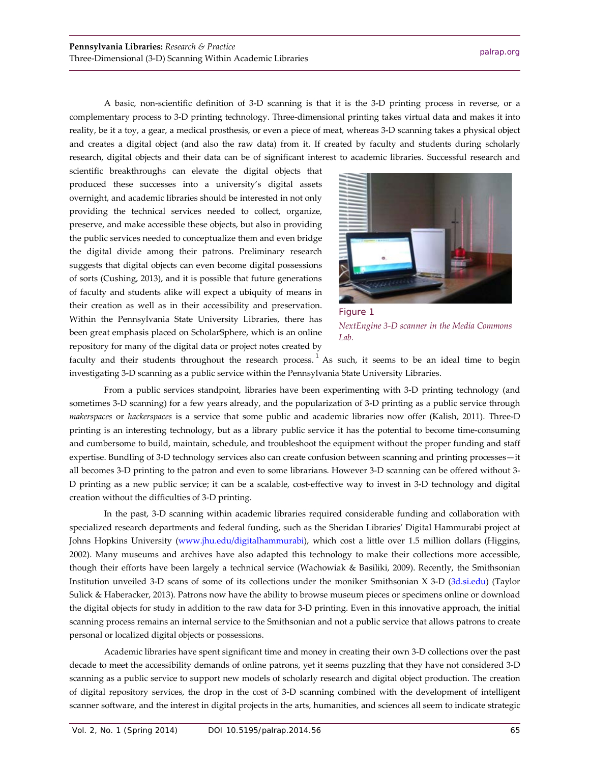A basic, non-scientific definition of 3-D scanning is that it is the 3-D printing process in reverse, or a complementary process to 3-D printing technology. Three-dimensional printing takes virtual data and makes it into reality, be it a toy, a gear, a medical prosthesis, or even a piece of meat, whereas 3-D scanning takes a physical object and creates a digital object (and also the raw data) from it. If created by faculty and students during scholarly research, digital objects and their data can be of significant interest to academic libraries. Successful research and scientific breakthroughs can elevate the digital objects that produced these successes into a university's digital assets overnight, and academic libraries should be interested in not only providing the technical services needed to collect, organize, preserve, and make accessible these objects, but also in providing the public services needed to conceptualize them and even bridge the digital divide among their patrons. Preliminary research suggests that digital objects can even become digital possessions of sorts (Cushing, 2013), and it is possible that future generations of faculty and students alike will expect a ubiquity of means in their creation as well as in their accessibility and preservation. Within the Pennsylvania State University Libraries, there has been great emphasis placed on ScholarSphere, which is an online repository for many of the digital data or project notes created by faculty and their students throughout the research process.[1] As such, it seems to be an ideal time to begin investigating 3-D scanning as a public service within the Pennsylvania State University Libraries.

Figure 1

*NextEngine 3-D scanner in the Media Commons Lab.*

From a public services standpoint, libraries have been experimenting with 3-D printing technology (and sometimes 3-D scanning) for a few years already, and the popularization of 3-D printing as a public service through *makerspaces* or *hackerspaces* is a service that some public and academic libraries now offer (Kalish, 2011). Three-D printing is an interesting technology, but as a library public service it has the potential to become time-consuming and cumbersome to build, maintain, schedule, and troubleshoot the equipment without the proper funding and staff expertise. Bundling of 3-D technology services also can create confusion between scanning and printing processes—it all becomes 3-D printing to the patron and even to some librarians. However 3-D scanning can be offered without 3-D printing as a new public service; it can be a scalable, cost-effective way to invest in 3-D technology and digital creation without the difficulties of 3-D printing.

In the past, 3-D scanning within academic libraries required considerable funding and collaboration with specialized research departments and federal funding, such as the Sheridan Libraries' Digital Hammurabi project at Johns Hopkins University (www.jhu.edu/digitalhammurabi), which cost a little over 1.5 million dollars (Higgins, 2002). Many museums and archives have also adapted this technology to make their collections more accessible, though their efforts have been largely a technical service (Wachowiak & Basiliki, 2009). Recently, the Smithsonian Institution unveiled 3-D scans of some of its collections under the moniker Smithsonian X 3-D (3d.si.edu) (Taylor Sulick & Haberacker, 2013). Patrons now have the ability to browse museum pieces or specimens online or download the digital objects for study in addition to the raw data for 3-D printing. Even in this innovative approach, the initial scanning process remains an internal service to the Smithsonian and not a public service that allows patrons to create personal or localized digital objects or possessions.

Academic libraries have spent significant time and money in creating their own 3-D collections over the past decade to meet the accessibility demands of online patrons, yet it seems puzzling that they have not considered 3-D scanning as a public service to support new models of scholarly research and digital object production. The creation of digital repository services, the drop in the cost of 3-D scanning combined with the development of intelligent scanner software, and the interest in digital projects in the arts, humanities, and sciences all seem to indicate strategic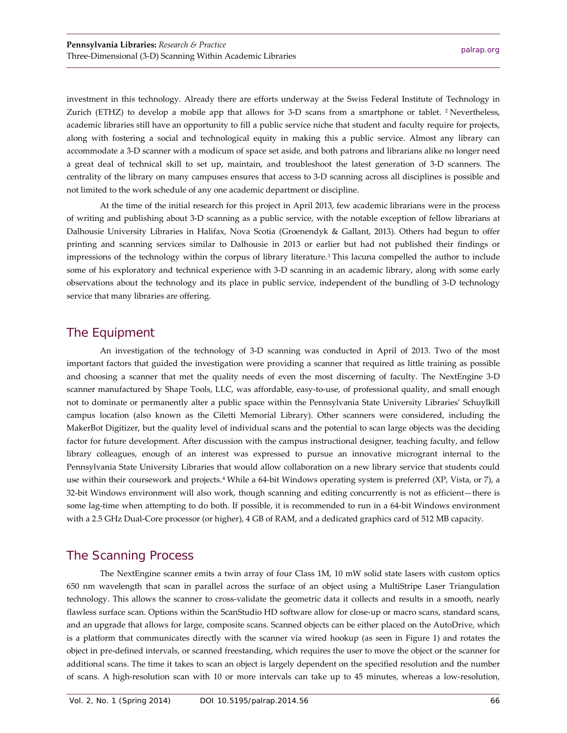investment in this technology. Already there are efforts underway at the Swiss Federal Institute of Technology in Zurich (ETHZ) to develop a mobile app that allows for 3-D scans from a smartphone or tablet. [2] Nevertheless, academic libraries still have an opportunity to fill a public service niche that student and faculty require for projects, along with fostering a social and technological equity in making this a public service. Almost any library can accommodate a 3-D scanner with a modicum of space set aside, and both patrons and librarians alike no longer need a great deal of technical skill to set up, maintain, and troubleshoot the latest generation of 3-D scanners. The centrality of the library on many campuses ensures that access to 3-D scanning across all disciplines is possible and not limited to the work schedule of any one academic department or discipline.

At the time of the initial research for this project in April 2013, few academic librarians were in the process of writing and publishing about 3-D scanning as a public service, with the notable exception of fellow librarians at Dalhousie University Libraries in Halifax, Nova Scotia (Groenendyk & Gallant, 2013). Others had begun to offer printing and scanning services similar to Dalhousie in 2013 or earlier but had not published their findings or impressions of the technology within the corpus of library literature.[3] This lacuna compelled the author to include some of his exploratory and technical experience with 3-D scanning in an academic library, along with some early observations about the technology and its place in public service, independent of the bundling of 3-D technology service that many libraries are offering.

## The Equipment

An investigation of the technology of 3-D scanning was conducted in April of 2013. Two of the most important factors that guided the investigation were providing a scanner that required as little training as possible and choosing a scanner that met the quality needs of even the most discerning of faculty. The NextEngine 3-D scanner manufactured by Shape Tools, LLC, was affordable, easy-to-use, of professional quality, and small enough not to dominate or permanently alter a public space within the Pennsylvania State University Libraries' Schuylkill campus location (also known as the Ciletti Memorial Library). Other scanners were considered, including the MakerBot Digitizer, but the quality level of individual scans and the potential to scan large objects was the deciding factor for future development. After discussion with the campus instructional designer, teaching faculty, and fellow library colleagues, enough of an interest was expressed to pursue an innovative microgrant internal to the Pennsylvania State University Libraries that would allow collaboration on a new library service that students could use within their coursework and projects.[4] While a 64-bit Windows operating system is preferred (XP, Vista, or 7), a 32-bit Windows environment will also work, though scanning and editing concurrently is not as efficient—there is some lag-time when attempting to do both. If possible, it is recommended to run in a 64-bit Windows environment with a 2.5 GHz Dual-Core processor (or higher), 4 GB of RAM, and a dedicated graphics card of 512 MB capacity.

## The Scanning Process

The NextEngine scanner emits a twin array of four Class 1M, 10 mW solid state lasers with custom optics 650 nm wavelength that scan in parallel across the surface of an object using a MultiStripe Laser Triangulation technology. This allows the scanner to cross-validate the geometric data it collects and results in a smooth, nearly flawless surface scan. Options within the ScanStudio HD software allow for close-up or macro scans, standard scans, and an upgrade that allows for large, composite scans. Scanned objects can be either placed on the AutoDrive, which is a platform that communicates directly with the scanner via wired hookup (as seen in Figure 1) and rotates the object in pre-defined intervals, or scanned freestanding, which requires the user to move the object or the scanner for additional scans. The time it takes to scan an object is largely dependent on the specified resolution and the number of scans. A high-resolution scan with 10 or more intervals can take up to 45 minutes, whereas a low-resolution,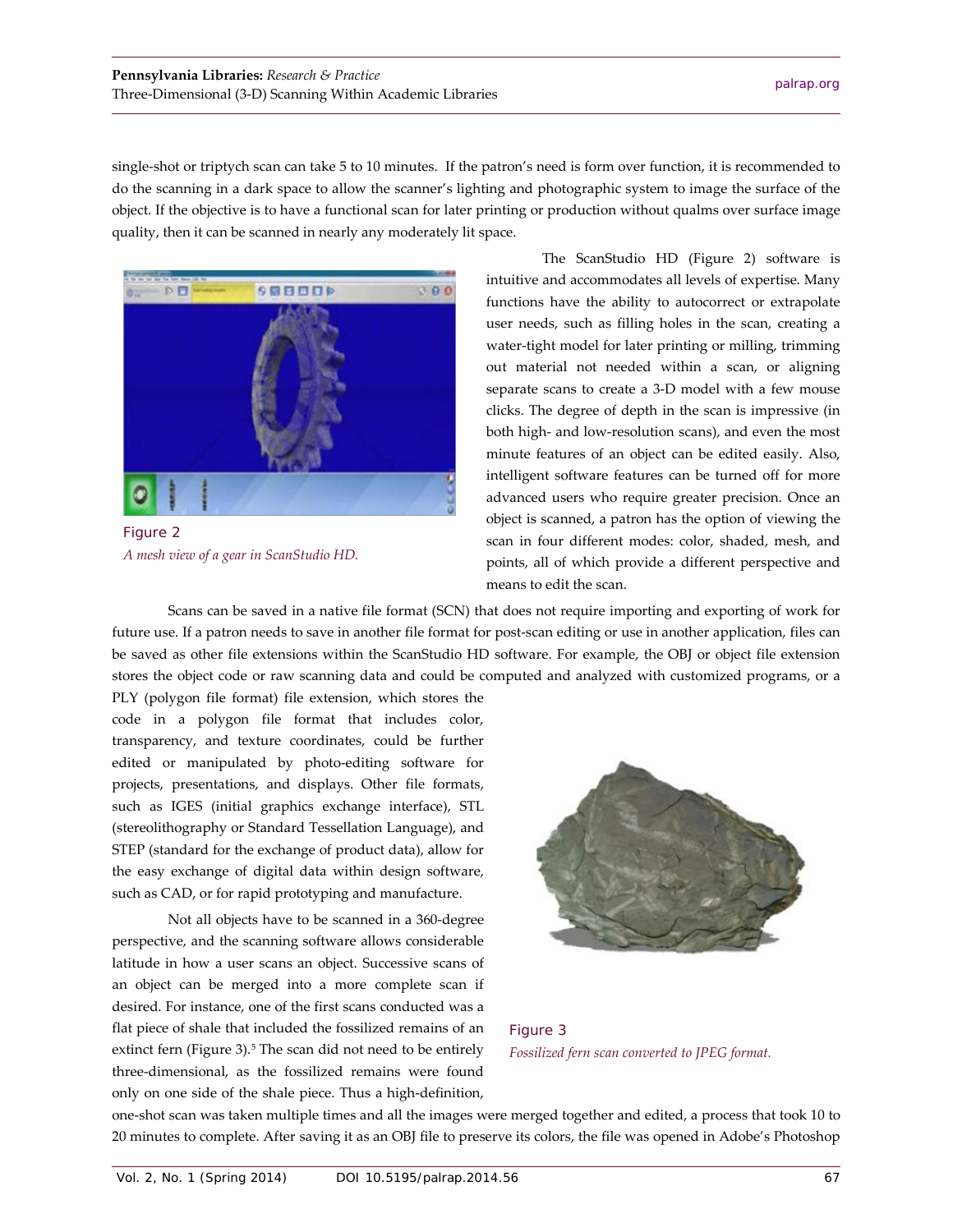single-shot or triptych scan can take 5 to 10 minutes. If the patron's need is form over function, it is recommended to do the scanning in a dark space to allow the scanner's lighting and photographic system to image the surface of the object. If the objective is to have a functional scan for later printing or production without qualms over surface image quality, then it can be scanned in nearly any moderately lit space.

The ScanStudio HD (Figure 2) software is intuitive and accommodates all levels of expertise. Many functions have the ability to autocorrect or extrapolate user needs, such as filling holes in the scan, creating a water-tight model for later printing or milling, trimming out material not needed within a scan, or aligning separate scans to create a 3-D model with a few mouse clicks. The degree of depth in the scan is impressive (in both high- and low-resolution scans), and even the most minute features of an object can be edited easily. Also, intelligent software features can be turned off for more advanced users who require greater precision. Once an object is scanned, a patron has the option of viewing the scan in four different modes: color, shaded, mesh, and points, all of which provide a different perspective and means to edit the scan.

Figure 2
*A mesh view of a gear in ScanStudio HD.*

Scans can be saved in a native file format (SCN) that does not require importing and exporting of work for future use. If a patron needs to save in another file format for post-scan editing or use in another application, files can be saved as other file extensions within the ScanStudio HD software. For example, the OBJ or object file extension stores the object code or raw scanning data and could be computed and analyzed with customized programs, or a PLY (polygon file format) file extension, which stores the code in a polygon file format that includes color, transparency, and texture coordinates, could be further edited or manipulated by photo-editing software for projects, presentations, and displays. Other file formats, such as IGES (initial graphics exchange interface), STL (stereolithography or Standard Tessellation Language), and STEP (standard for the exchange of product data), allow for the easy exchange of digital data within design software, such as CAD, or for rapid prototyping and manufacture.

Not all objects have to be scanned in a 360-degree perspective, and the scanning software allows considerable latitude in how a user scans an object. Successive scans of an object can be merged into a more complete scan if desired. For instance, one of the first scans conducted was a flat piece of shale that included the fossilized remains of an extinct fern (Figure 3).[5] The scan did not need to be entirely three-dimensional, as the fossilized remains were found only on one side of the shale piece. Thus a high-definition, one-shot scan was taken multiple times and all the images were merged together and edited, a process that took 10 to 20 minutes to complete. After saving it as an OBJ file to preserve its colors, the file was opened in Adobe's Photoshop

Figure 3
*Fossilized fern scan converted to JPEG format.*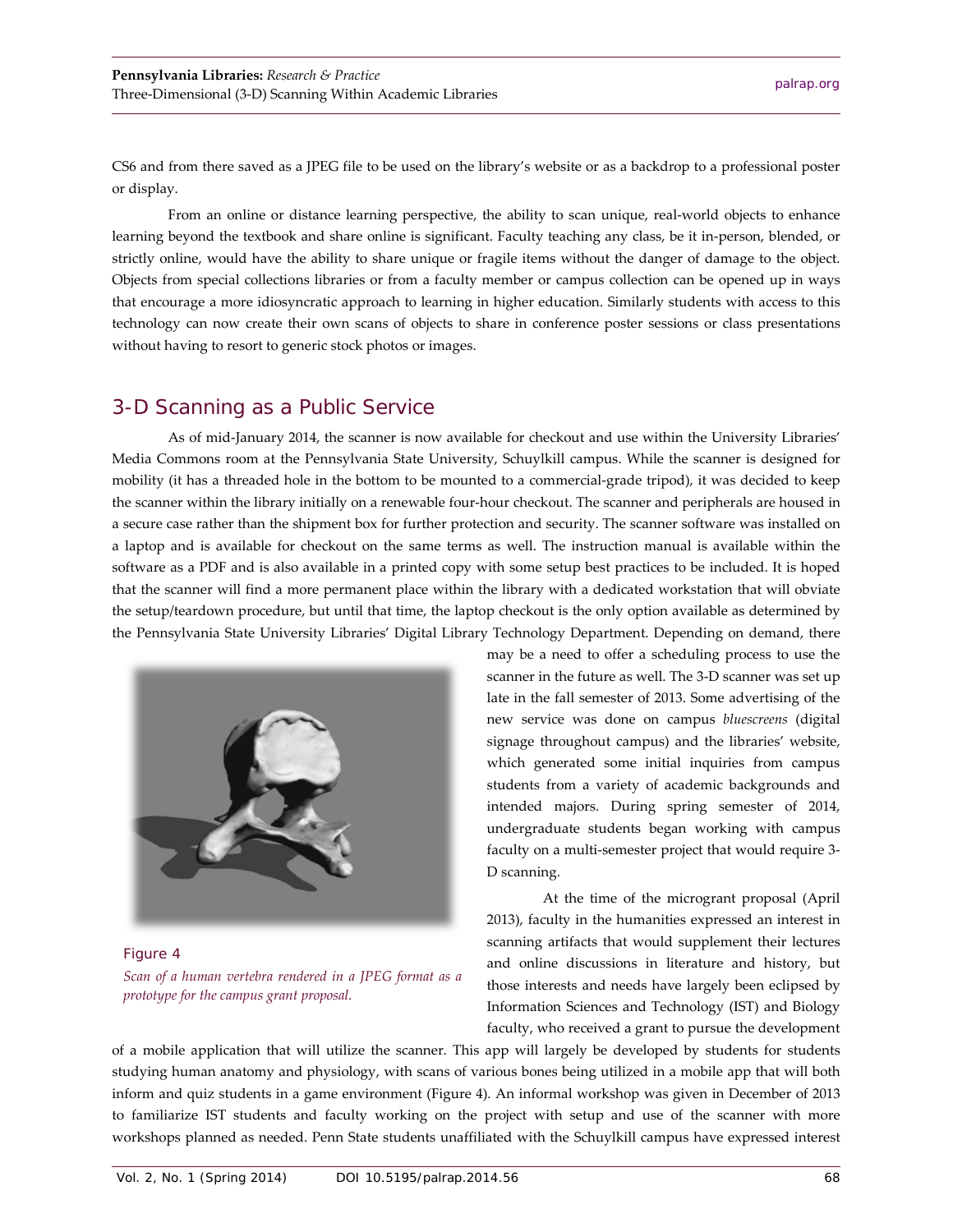CS6 and from there saved as a JPEG file to be used on the library's website or as a backdrop to a professional poster or display.

From an online or distance learning perspective, the ability to scan unique, real-world objects to enhance learning beyond the textbook and share online is significant. Faculty teaching any class, be it in-person, blended, or strictly online, would have the ability to share unique or fragile items without the danger of damage to the object. Objects from special collections libraries or from a faculty member or campus collection can be opened up in ways that encourage a more idiosyncratic approach to learning in higher education. Similarly students with access to this technology can now create their own scans of objects to share in conference poster sessions or class presentations without having to resort to generic stock photos or images.

## 3-D Scanning as a Public Service

As of mid-January 2014, the scanner is now available for checkout and use within the University Libraries' Media Commons room at the Pennsylvania State University, Schuylkill campus. While the scanner is designed for mobility (it has a threaded hole in the bottom to be mounted to a commercial-grade tripod), it was decided to keep the scanner within the library initially on a renewable four-hour checkout. The scanner and peripherals are housed in a secure case rather than the shipment box for further protection and security. The scanner software was installed on a laptop and is available for checkout on the same terms as well. The instruction manual is available within the software as a PDF and is also available in a printed copy with some setup best practices to be included. It is hoped that the scanner will find a more permanent place within the library with a dedicated workstation that will obviate the setup/teardown procedure, but until that time, the laptop checkout is the only option available as determined by the Pennsylvania State University Libraries' Digital Library Technology Department. Depending on demand, there may be a need to offer a scheduling process to use the scanner in the future as well. The 3-D scanner was set up late in the fall semester of 2013. Some advertising of the new service was done on campus *bluescreens* (digital signage throughout campus) and the libraries' website, which generated some initial inquiries from campus students from a variety of academic backgrounds and intended majors. During spring semester of 2014, undergraduate students began working with campus faculty on a multi-semester project that would require 3-D scanning.

Figure 4

*Scan of a human vertebra rendered in a JPEG format as a prototype for the campus grant proposal.*

At the time of the microgrant proposal (April 2013), faculty in the humanities expressed an interest in scanning artifacts that would supplement their lectures and online discussions in literature and history, but those interests and needs have largely been eclipsed by Information Sciences and Technology (IST) and Biology faculty, who received a grant to pursue the development of a mobile application that will utilize the scanner. This app will largely be developed by students for students studying human anatomy and physiology, with scans of various bones being utilized in a mobile app that will both inform and quiz students in a game environment (Figure 4). An informal workshop was given in December of 2013 to familiarize IST students and faculty working on the project with setup and use of the scanner with more workshops planned as needed. Penn State students unaffiliated with the Schuylkill campus have expressed interest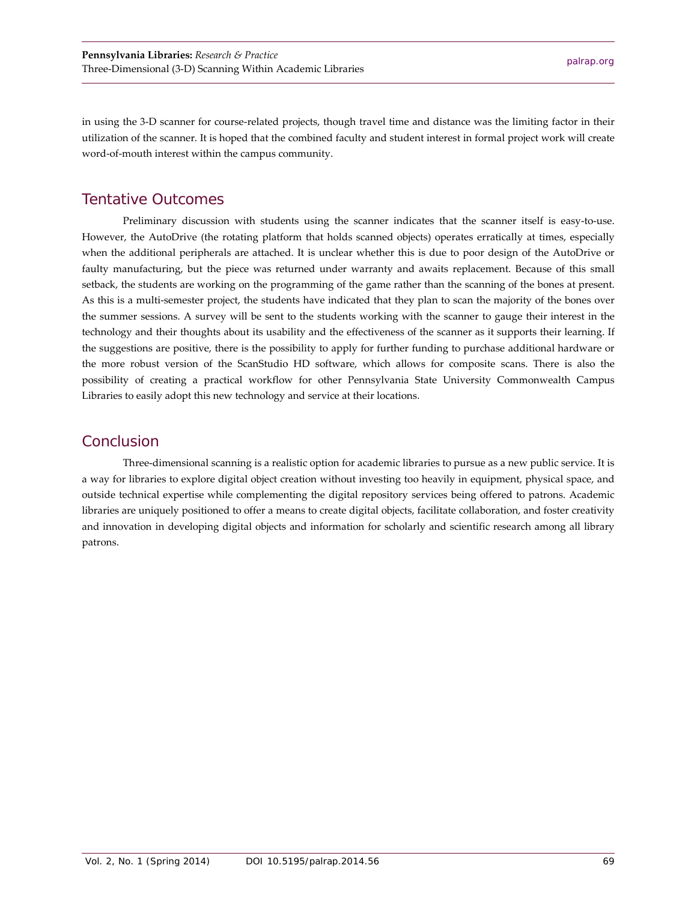in using the 3-D scanner for course-related projects, though travel time and distance was the limiting factor in their utilization of the scanner. It is hoped that the combined faculty and student interest in formal project work will create word-of-mouth interest within the campus community.

## Tentative Outcomes

Preliminary discussion with students using the scanner indicates that the scanner itself is easy-to-use. However, the AutoDrive (the rotating platform that holds scanned objects) operates erratically at times, especially when the additional peripherals are attached. It is unclear whether this is due to poor design of the AutoDrive or faulty manufacturing, but the piece was returned under warranty and awaits replacement. Because of this small setback, the students are working on the programming of the game rather than the scanning of the bones at present. As this is a multi-semester project, the students have indicated that they plan to scan the majority of the bones over the summer sessions. A survey will be sent to the students working with the scanner to gauge their interest in the technology and their thoughts about its usability and the effectiveness of the scanner as it supports their learning. If the suggestions are positive, there is the possibility to apply for further funding to purchase additional hardware or the more robust version of the ScanStudio HD software, which allows for composite scans. There is also the possibility of creating a practical workflow for other Pennsylvania State University Commonwealth Campus Libraries to easily adopt this new technology and service at their locations.

## Conclusion

Three-dimensional scanning is a realistic option for academic libraries to pursue as a new public service. It is a way for libraries to explore digital object creation without investing too heavily in equipment, physical space, and outside technical expertise while complementing the digital repository services being offered to patrons. Academic libraries are uniquely positioned to offer a means to create digital objects, facilitate collaboration, and foster creativity and innovation in developing digital objects and information for scholarly and scientific research among all library patrons.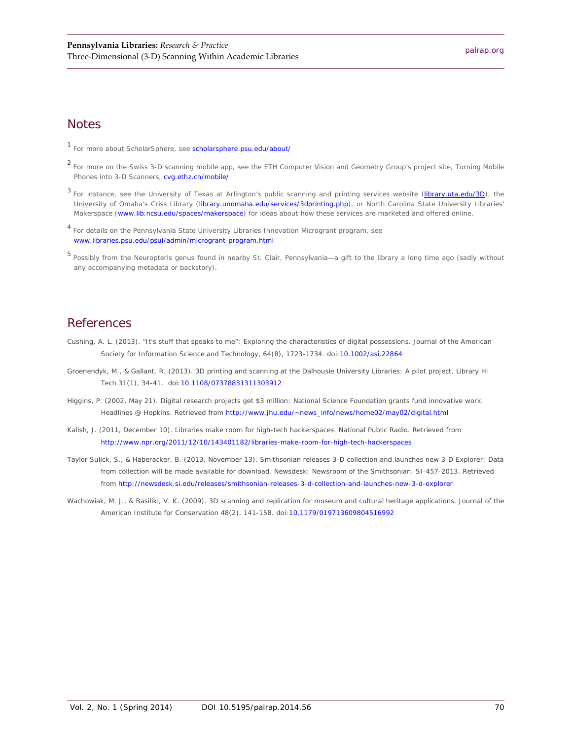## Notes

[1] For more about ScholarSphere, see scholarsphere.psu.edu/about/

[2] For more on the Swiss 3-D scanning mobile app, see the ETH Computer Vision and Geometry Group's project site, Turning Mobile Phones into 3-D Scanners, cvg.ethz.ch/mobile/

[3] For instance, see the University of Texas at Arlington's public scanning and printing services website (library.uta.edu/3D), the University of Omaha's Criss Library (library.unomaha.edu/services/3dprinting.php), or North Carolina State University Libraries' Makerspace (www.lib.ncsu.edu/spaces/makerspace) for ideas about how these services are marketed and offered online.

[4] For details on the Pennsylvania State University Libraries Innovation Microgrant program, see www.libraries.psu.edu/psul/admin/microgrant-program.html

[5] Possibly from the Neuropteris genus found in nearby St. Clair, Pennsylvania—a gift to the library a long time ago (sadly without any accompanying metadata or backstory).

## References

Cushing, A. L. (2013). "It's stuff that speaks to me": Exploring the characteristics of digital possessions. Journal of the American Society for Information Science and Technology, 64(8), 1723-1734. doi:10.1002/asi.22864

Groenendyk, M., & Gallant, R. (2013). 3D printing and scanning at the Dalhousie University Libraries: A pilot project. Library Hi Tech 31(1), 34-41. doi:10.1108/07378831311303912

Higgins, P. (2002, May 21). Digital research projects get $3 million: National Science Foundation grants fund innovative work. Headlines @ Hopkins. Retrieved from http://www.jhu.edu/~news_info/news/home02/may02/digital.html

Kalish, J. (2011, December 10). Libraries make room for high-tech hackerspaces. National Public Radio. Retrieved from http://www.npr.org/2011/12/10/143401182/libraries-make-room-for-high-tech-hackerspaces

Taylor Sulick, S., & Haberacker, B. (2013, November 13). Smithsonian releases 3-D collection and launches new 3-D Explorer: Data from collection will be made available for download. Newsdesk: Newsroom of the Smithsonian. SI-457-2013. Retrieved from http://newsdesk.si.edu/releases/smithsonian-releases-3-d-collection-and-launches-new-3-d-explorer

Wachowiak, M. J., & Basiliki, V. K. (2009). 3D scanning and replication for museum and cultural heritage applications. Journal of the American Institute for Conservation 48(2), 141-158. doi:10.1179/019713609804516992